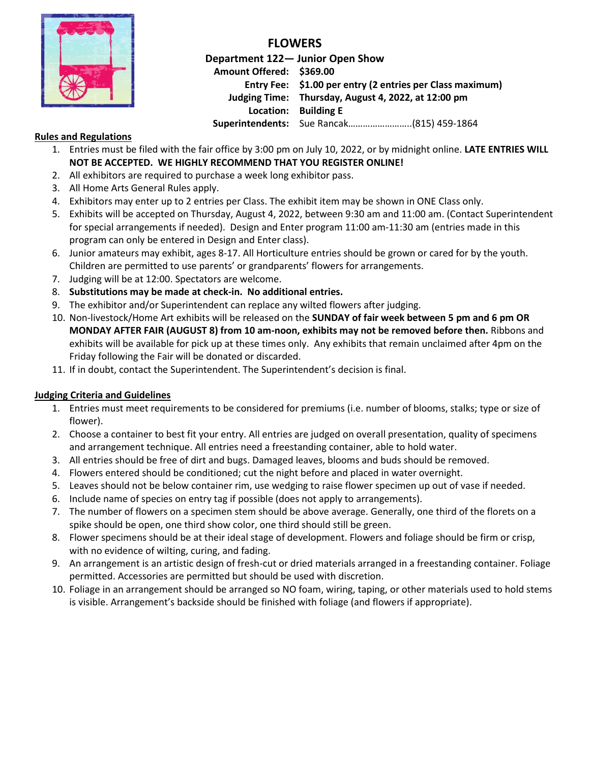# FLOWERS

**Department 122— Junior Open Show**

**Amount Offered:** **$369.00**
**Entry Fee:** **$1.00 per entry (2 entries per Class maximum)**
**Judging Time:** **Thursday, August 4, 2022, at 12:00 pm**
**Location:** **Building E**
**Superintendents:** Sue Rancak……………………..(815) 459-1864

## Rules and Regulations

1. Entries must be filed with the fair office by 3:00 pm on July 10, 2022, or by midnight online. **LATE ENTRIES WILL NOT BE ACCEPTED. WE HIGHLY RECOMMEND THAT YOU REGISTER ONLINE!**
2. All exhibitors are required to purchase a week long exhibitor pass.
3. All Home Arts General Rules apply.
4. Exhibitors may enter up to 2 entries per Class. The exhibit item may be shown in ONE Class only.
5. Exhibits will be accepted on Thursday, August 4, 2022, between 9:30 am and 11:00 am. (Contact Superintendent for special arrangements if needed). Design and Enter program 11:00 am-11:30 am (entries made in this program can only be entered in Design and Enter class).
6. Junior amateurs may exhibit, ages 8-17. All Horticulture entries should be grown or cared for by the youth. Children are permitted to use parents' or grandparents' flowers for arrangements.
7. Judging will be at 12:00. Spectators are welcome.
8. **Substitutions may be made at check-in. No additional entries.**
9. The exhibitor and/or Superintendent can replace any wilted flowers after judging.
10. Non-livestock/Home Art exhibits will be released on the **SUNDAY of fair week between 5 pm and 6 pm OR MONDAY AFTER FAIR (AUGUST 8) from 10 am-noon, exhibits may not be removed before then.** Ribbons and exhibits will be available for pick up at these times only. Any exhibits that remain unclaimed after 4pm on the Friday following the Fair will be donated or discarded.
11. If in doubt, contact the Superintendent. The Superintendent's decision is final.

## Judging Criteria and Guidelines

1. Entries must meet requirements to be considered for premiums (i.e. number of blooms, stalks; type or size of flower).
2. Choose a container to best fit your entry. All entries are judged on overall presentation, quality of specimens and arrangement technique. All entries need a freestanding container, able to hold water.
3. All entries should be free of dirt and bugs. Damaged leaves, blooms and buds should be removed.
4. Flowers entered should be conditioned; cut the night before and placed in water overnight.
5. Leaves should not be below container rim, use wedging to raise flower specimen up out of vase if needed.
6. Include name of species on entry tag if possible (does not apply to arrangements).
7. The number of flowers on a specimen stem should be above average. Generally, one third of the florets on a spike should be open, one third show color, one third should still be green.
8. Flower specimens should be at their ideal stage of development. Flowers and foliage should be firm or crisp, with no evidence of wilting, curing, and fading.
9. An arrangement is an artistic design of fresh-cut or dried materials arranged in a freestanding container. Foliage permitted. Accessories are permitted but should be used with discretion.
10. Foliage in an arrangement should be arranged so NO foam, wiring, taping, or other materials used to hold stems is visible. Arrangement's backside should be finished with foliage (and flowers if appropriate).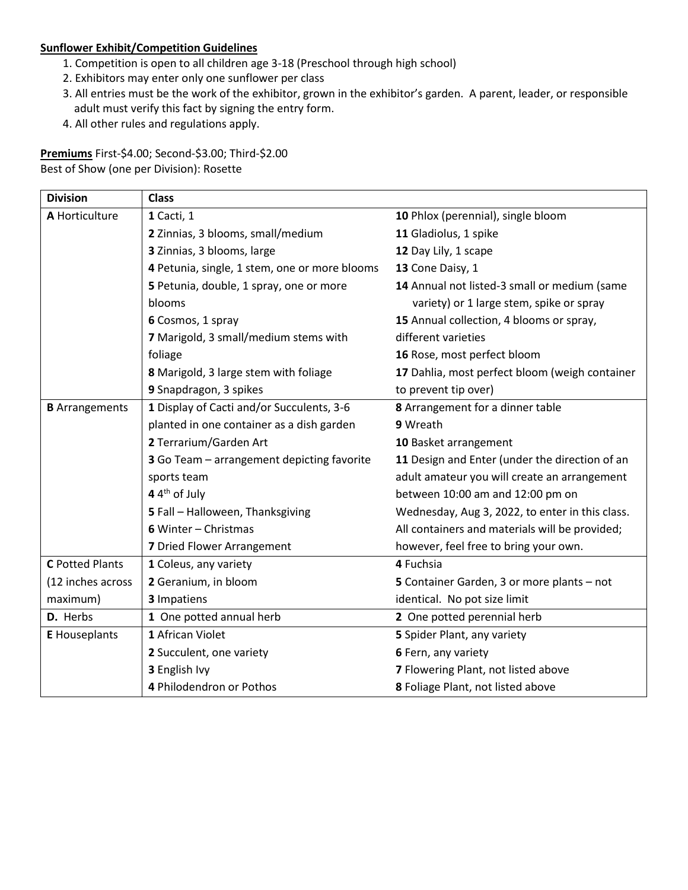**Sunflower Exhibit/Competition Guidelines**

1. Competition is open to all children age 3-18 (Preschool through high school)
2. Exhibitors may enter only one sunflower per class
3. All entries must be the work of the exhibitor, grown in the exhibitor's garden. A parent, leader, or responsible adult must verify this fact by signing the entry form.
4. All other rules and regulations apply.

**Premiums** First-$4.00; Second-$3.00; Third-$2.00
Best of Show (one per Division): Rosette

| Division | Class | |
|---|---|---|
| **A** Horticulture | **1** Cacti, 1 | **10** Phlox (perennial), single bloom |
| | **2** Zinnias, 3 blooms, small/medium | **11** Gladiolus, 1 spike |
| | **3** Zinnias, 3 blooms, large | **12** Day Lily, 1 scape |
| | **4** Petunia, single, 1 stem, one or more blooms | **13** Cone Daisy, 1 |
| | **5** Petunia, double, 1 spray, one or more blooms | **14** Annual not listed-3 small or medium (same variety) or 1 large stem, spike or spray |
| | **6** Cosmos, 1 spray | **15** Annual collection, 4 blooms or spray, different varieties |
| | **7** Marigold, 3 small/medium stems with foliage | **16** Rose, most perfect bloom |
| | **8** Marigold, 3 large stem with foliage | **17** Dahlia, most perfect bloom (weigh container to prevent tip over) |
| | **9** Snapdragon, 3 spikes | |
| **B** Arrangements | **1** Display of Cacti and/or Succulents, 3-6 planted in one container as a dish garden | **8** Arrangement for a dinner table |
| | **2** Terrarium/Garden Art | **9** Wreath |
| | **3** Go Team – arrangement depicting favorite sports team | **10** Basket arrangement |
| | **4** 4th of July | **11** Design and Enter (under the direction of an adult amateur you will create an arrangement between 10:00 am and 12:00 pm on Wednesday, Aug 3, 2022, to enter in this class. All containers and materials will be provided; however, feel free to bring your own. |
| | **5** Fall – Halloween, Thanksgiving | |
| | **6** Winter – Christmas | |
| | **7** Dried Flower Arrangement | |
| **C** Potted Plants (12 inches across maximum) | **1** Coleus, any variety | **4** Fuchsia |
| | **2** Geranium, in bloom | **5** Container Garden, 3 or more plants – not identical. No pot size limit |
| | **3** Impatiens | |
| **D.** Herbs | **1** One potted annual herb | **2** One potted perennial herb |
| **E** Houseplants | **1** African Violet | **5** Spider Plant, any variety |
| | **2** Succulent, one variety | **6** Fern, any variety |
| | **3** English Ivy | **7** Flowering Plant, not listed above |
| | **4** Philodendron or Pothos | **8** Foliage Plant, not listed above |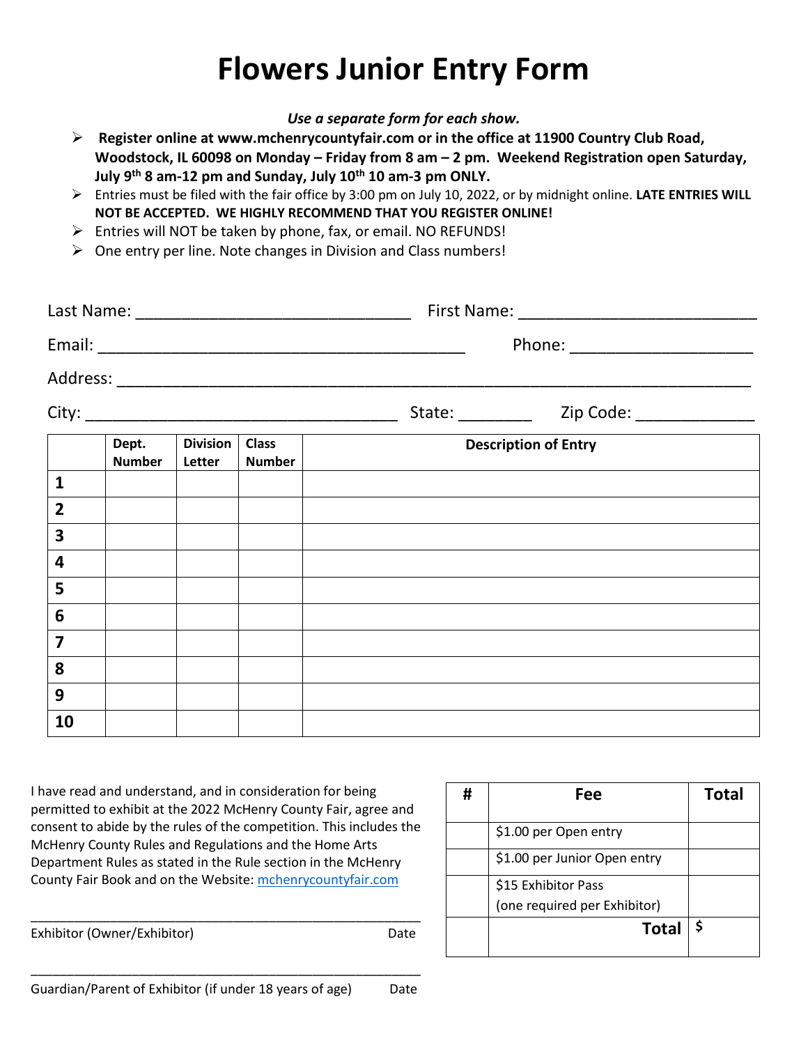# Flowers Junior Entry Form

*Use a separate form for each show.*

- **Register online at www.mchenrycountyfair.com or in the office at 11900 Country Club Road, Woodstock, IL 60098 on Monday – Friday from 8 am – 2 pm. Weekend Registration open Saturday, July 9th 8 am-12 pm and Sunday, July 10th 10 am-3 pm ONLY.**
- Entries must be filed with the fair office by 3:00 pm on July 10, 2022, or by midnight online. **LATE ENTRIES WILL NOT BE ACCEPTED. WE HIGHLY RECOMMEND THAT YOU REGISTER ONLINE!**
- Entries will NOT be taken by phone, fax, or email. NO REFUNDS!
- One entry per line. Note changes in Division and Class numbers!

Last Name: ______________________________ First Name: __________________________

Email: ________________________________________ Phone: ____________________

Address: ______________________________________________________________________

City: __________________________________ State: ________ Zip Code: _____________

| | Dept. Number | Division Letter | Class Number | Description of Entry |
|---|---|---|---|---|
| **1** | | | | |
| **2** | | | | |
| **3** | | | | |
| **4** | | | | |
| **5** | | | | |
| **6** | | | | |
| **7** | | | | |
| **8** | | | | |
| **9** | | | | |
| **10** | | | | |

I have read and understand, and in consideration for being permitted to exhibit at the 2022 McHenry County Fair, agree and consent to abide by the rules of the competition. This includes the McHenry County Rules and Regulations and the Home Arts Department Rules as stated in the Rule section in the McHenry County Fair Book and on the Website: mchenrycountyfair.com

______________________________________________________
Exhibitor (Owner/Exhibitor) Date

______________________________________________________
Guardian/Parent of Exhibitor (if under 18 years of age) Date

| # | Fee | Total |
|---|---|---|
| | $1.00 per Open entry | |
| | $1.00 per Junior Open entry | |
| | $15 Exhibitor Pass (one required per Exhibitor) | |
| | **Total** | $ |